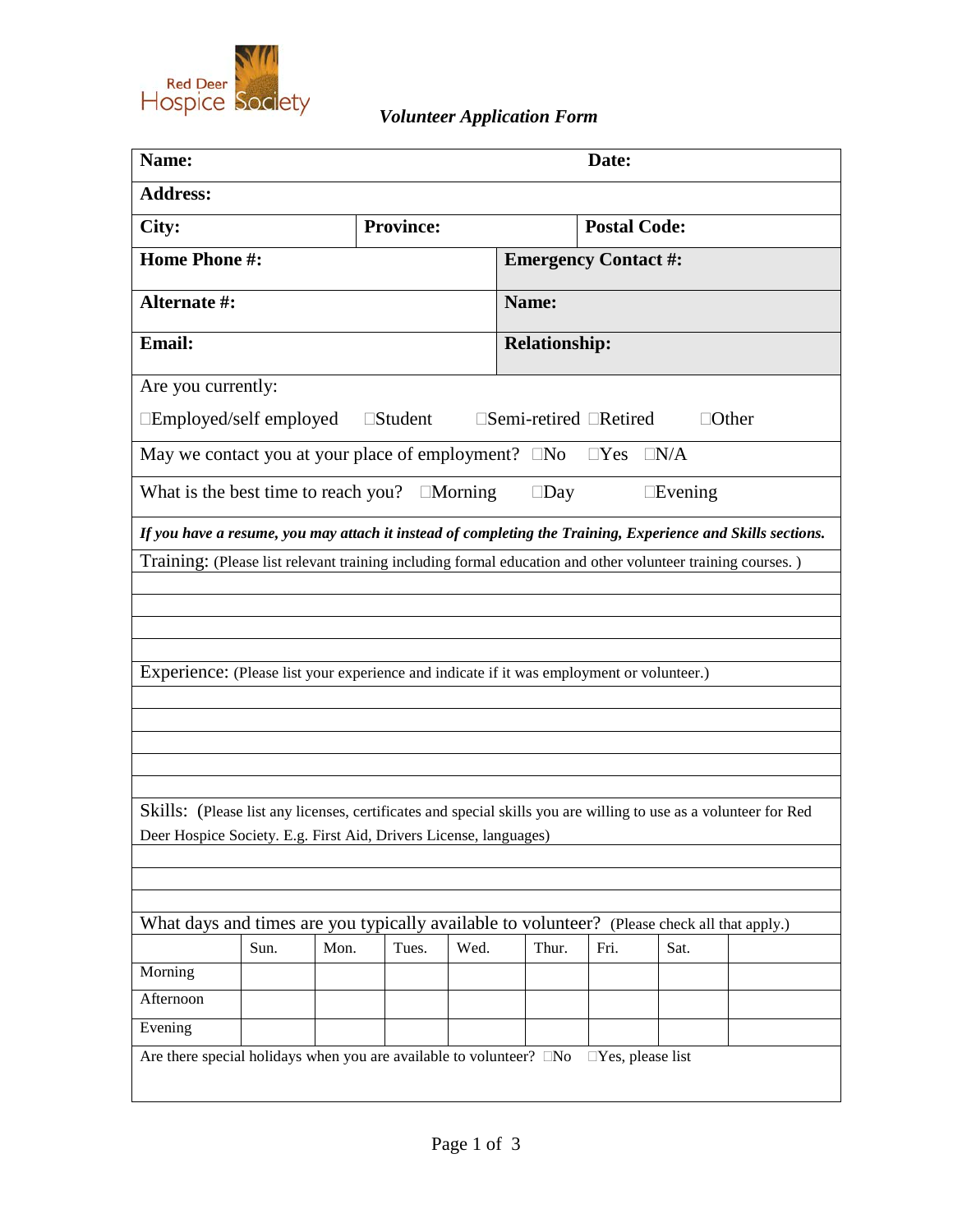Red Deer Hospice Society

# *Volunteer Application Form*

**Name:** **Date:**

**Address:**

**City:** **Province:** **Postal Code:**

| **Home Phone #:** | **Emergency Contact #:** |
|---|---|
| **Alternate #:** | **Name:** |
| **Email:** | **Relationship:** |

Are you currently:

☐Employed/self employed ☐Student ☐Semi-retired ☐Retired ☐Other

May we contact you at your place of employment? ☐No ☐Yes ☐N/A

What is the best time to reach you? ☐Morning ☐Day ☐Evening

***If you have a resume, you may attach it instead of completing the Training, Experience and Skills sections.***

Training: (Please list relevant training including formal education and other volunteer training courses. )

Experience: (Please list your experience and indicate if it was employment or volunteer.)

Skills: (Please list any licenses, certificates and special skills you are willing to use as a volunteer for Red Deer Hospice Society. E.g. First Aid, Drivers License, languages)

What days and times are you typically available to volunteer? (Please check all that apply.)

| | Sun. | Mon. | Tues. | Wed. | Thur. | Fri. | Sat. | |
|---|---|---|---|---|---|---|---|---|
| Morning | | | | | | | | |
| Afternoon | | | | | | | | |
| Evening | | | | | | | | |

Are there special holidays when you are available to volunteer? ☐No ☐Yes, please list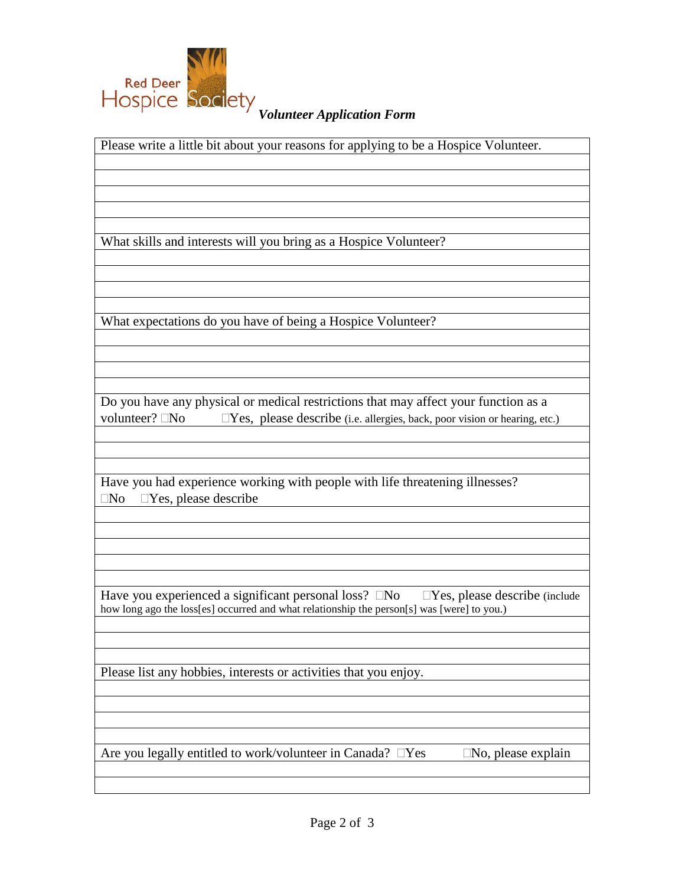Red Deer Hospice Society *Volunteer Application Form*

Please write a little bit about your reasons for applying to be a Hospice Volunteer.

What skills and interests will you bring as a Hospice Volunteer?

What expectations do you have of being a Hospice Volunteer?

Do you have any physical or medical restrictions that may affect your function as a volunteer? ☐No ☐Yes, please describe (i.e. allergies, back, poor vision or hearing, etc.)

Have you had experience working with people with life threatening illnesses?
☐No ☐Yes, please describe

Have you experienced a significant personal loss? ☐No ☐Yes, please describe (include how long ago the loss[es] occurred and what relationship the person[s] was [were] to you.)

Please list any hobbies, interests or activities that you enjoy.

Are you legally entitled to work/volunteer in Canada? ☐Yes ☐No, please explain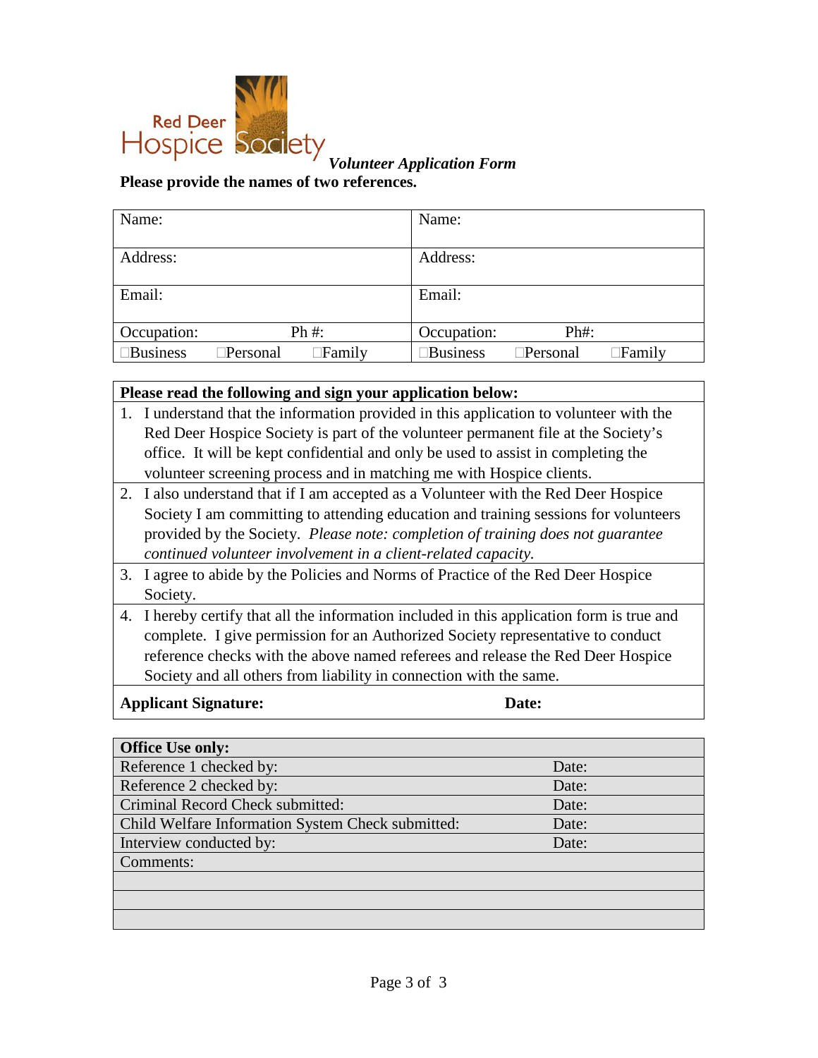Red Deer Hospice Society *Volunteer Application Form*

**Please provide the names of two references.**

| | |
|---|---|
| Name: | Name: |
| Address: | Address: |
| Email: | Email: |
| Occupation: Ph #: | Occupation: Ph#: |
| ☐Business ☐Personal ☐Family | ☐Business ☐Personal ☐Family |

| **Please read the following and sign your application below:** | |
|---|---|
| 1. I understand that the information provided in this application to volunteer with the Red Deer Hospice Society is part of the volunteer permanent file at the Society's office. It will be kept confidential and only be used to assist in completing the volunteer screening process and in matching me with Hospice clients. | |
| 2. I also understand that if I am accepted as a Volunteer with the Red Deer Hospice Society I am committing to attending education and training sessions for volunteers provided by the Society. *Please note: completion of training does not guarantee continued volunteer involvement in a client-related capacity.* | |
| 3. I agree to abide by the Policies and Norms of Practice of the Red Deer Hospice Society. | |
| 4. I hereby certify that all the information included in this application form is true and complete. I give permission for an Authorized Society representative to conduct reference checks with the above named referees and release the Red Deer Hospice Society and all others from liability in connection with the same. | |
| **Applicant Signature:** | **Date:** |

| **Office Use only:** | |
|---|---|
| Reference 1 checked by: | Date: |
| Reference 2 checked by: | Date: |
| Criminal Record Check submitted: | Date: |
| Child Welfare Information System Check submitted: | Date: |
| Interview conducted by: | Date: |
| Comments: | |
| | |
| | |
| | |